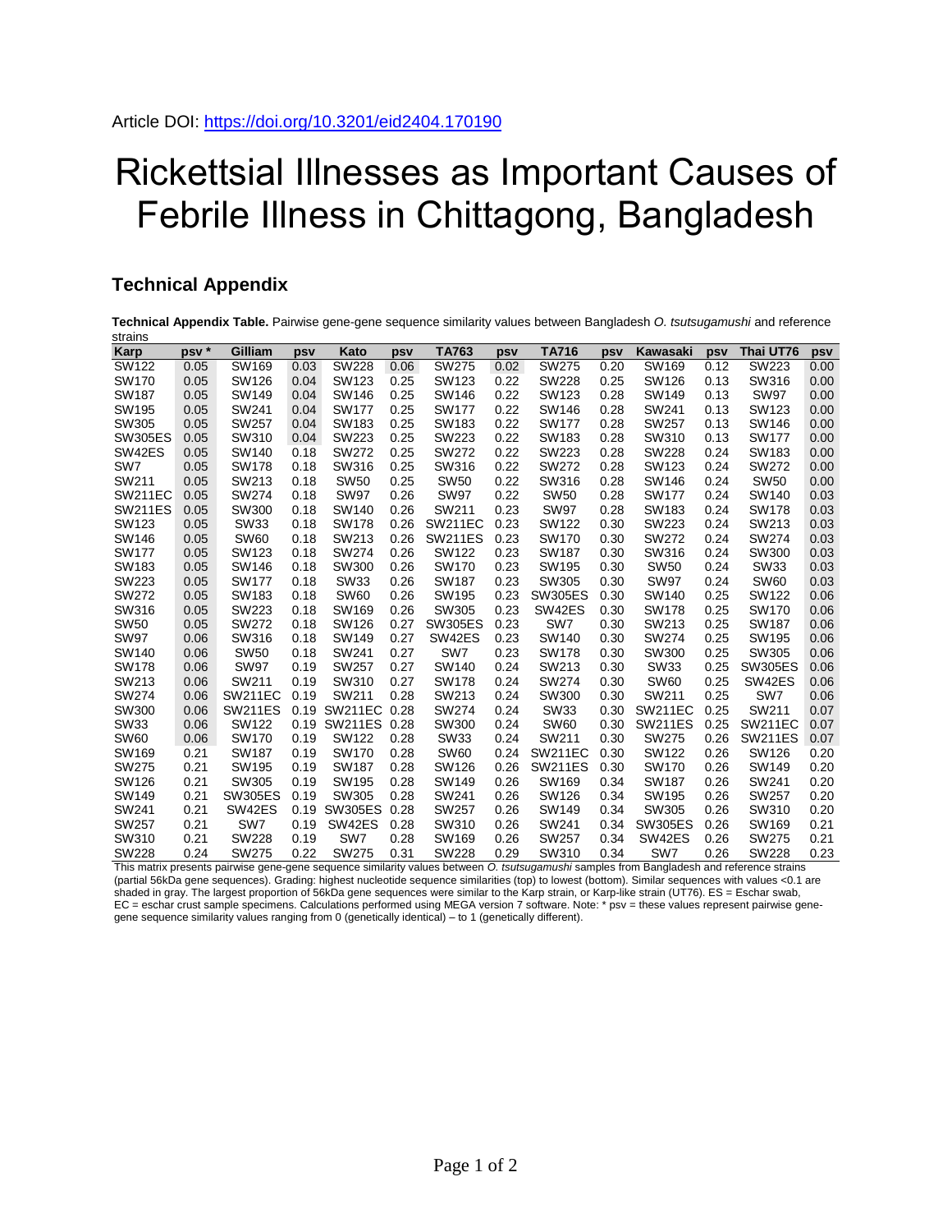Article DOI: https://doi.org/10.3201/eid2404.170190

# Rickettsial Illnesses as Important Causes of Febrile Illness in Chittagong, Bangladesh

## Technical Appendix

**Technical Appendix Table.** Pairwise gene-gene sequence similarity values between Bangladesh *O. tsutsugamushi* and reference strains

| Karp | psv * | Gilliam | psv | Kato | psv | TA763 | psv | TA716 | psv | Kawasaki | psv | Thai UT76 | psv |
|---|---|---|---|---|---|---|---|---|---|---|---|---|---|
| SW122 | 0.05 | SW169 | 0.03 | SW228 | 0.06 | SW275 | 0.02 | SW275 | 0.20 | SW169 | 0.12 | SW223 | 0.00 |
| SW170 | 0.05 | SW126 | 0.04 | SW123 | 0.25 | SW123 | 0.22 | SW228 | 0.25 | SW126 | 0.13 | SW316 | 0.00 |
| SW187 | 0.05 | SW149 | 0.04 | SW146 | 0.25 | SW146 | 0.22 | SW123 | 0.28 | SW149 | 0.13 | SW97 | 0.00 |
| SW195 | 0.05 | SW241 | 0.04 | SW177 | 0.25 | SW177 | 0.22 | SW146 | 0.28 | SW241 | 0.13 | SW123 | 0.00 |
| SW305 | 0.05 | SW257 | 0.04 | SW183 | 0.25 | SW183 | 0.22 | SW177 | 0.28 | SW257 | 0.13 | SW146 | 0.00 |
| SW305ES | 0.05 | SW310 | 0.04 | SW223 | 0.25 | SW223 | 0.22 | SW183 | 0.28 | SW310 | 0.13 | SW177 | 0.00 |
| SW42ES | 0.05 | SW140 | 0.18 | SW272 | 0.25 | SW272 | 0.22 | SW223 | 0.28 | SW228 | 0.24 | SW183 | 0.00 |
| SW7 | 0.05 | SW178 | 0.18 | SW316 | 0.25 | SW316 | 0.22 | SW272 | 0.28 | SW123 | 0.24 | SW272 | 0.00 |
| SW211 | 0.05 | SW213 | 0.18 | SW50 | 0.25 | SW50 | 0.22 | SW316 | 0.28 | SW146 | 0.24 | SW50 | 0.00 |
| SW211EC | 0.05 | SW274 | 0.18 | SW97 | 0.26 | SW97 | 0.22 | SW50 | 0.28 | SW177 | 0.24 | SW140 | 0.03 |
| SW211ES | 0.05 | SW300 | 0.18 | SW140 | 0.26 | SW211 | 0.23 | SW97 | 0.28 | SW183 | 0.24 | SW178 | 0.03 |
| SW123 | 0.05 | SW33 | 0.18 | SW178 | 0.26 | SW211EC | 0.23 | SW122 | 0.30 | SW223 | 0.24 | SW213 | 0.03 |
| SW146 | 0.05 | SW60 | 0.18 | SW213 | 0.26 | SW211ES | 0.23 | SW170 | 0.30 | SW272 | 0.24 | SW274 | 0.03 |
| SW177 | 0.05 | SW123 | 0.18 | SW274 | 0.26 | SW122 | 0.23 | SW187 | 0.30 | SW316 | 0.24 | SW300 | 0.03 |
| SW183 | 0.05 | SW146 | 0.18 | SW300 | 0.26 | SW170 | 0.23 | SW195 | 0.30 | SW50 | 0.24 | SW33 | 0.03 |
| SW223 | 0.05 | SW177 | 0.18 | SW33 | 0.26 | SW187 | 0.23 | SW305 | 0.30 | SW97 | 0.24 | SW60 | 0.03 |
| SW272 | 0.05 | SW183 | 0.18 | SW60 | 0.26 | SW195 | 0.23 | SW305ES | 0.30 | SW140 | 0.25 | SW122 | 0.06 |
| SW316 | 0.05 | SW223 | 0.18 | SW169 | 0.26 | SW305 | 0.23 | SW42ES | 0.30 | SW178 | 0.25 | SW170 | 0.06 |
| SW50 | 0.05 | SW272 | 0.18 | SW126 | 0.27 | SW305ES | 0.23 | SW7 | 0.30 | SW213 | 0.25 | SW187 | 0.06 |
| SW97 | 0.06 | SW316 | 0.18 | SW149 | 0.27 | SW42ES | 0.23 | SW140 | 0.30 | SW274 | 0.25 | SW195 | 0.06 |
| SW140 | 0.06 | SW50 | 0.18 | SW241 | 0.27 | SW7 | 0.23 | SW178 | 0.30 | SW300 | 0.25 | SW305 | 0.06 |
| SW178 | 0.06 | SW97 | 0.19 | SW257 | 0.27 | SW140 | 0.24 | SW213 | 0.30 | SW33 | 0.25 | SW305ES | 0.06 |
| SW213 | 0.06 | SW211 | 0.19 | SW310 | 0.27 | SW178 | 0.24 | SW274 | 0.30 | SW60 | 0.25 | SW42ES | 0.06 |
| SW274 | 0.06 | SW211EC | 0.19 | SW211 | 0.28 | SW213 | 0.24 | SW300 | 0.30 | SW211 | 0.25 | SW7 | 0.06 |
| SW300 | 0.06 | SW211ES | 0.19 | SW211EC | 0.28 | SW274 | 0.24 | SW33 | 0.30 | SW211EC | 0.25 | SW211 | 0.07 |
| SW33 | 0.06 | SW122 | 0.19 | SW211ES | 0.28 | SW300 | 0.24 | SW60 | 0.30 | SW211ES | 0.25 | SW211EC | 0.07 |
| SW60 | 0.06 | SW170 | 0.19 | SW122 | 0.28 | SW33 | 0.24 | SW211 | 0.30 | SW275 | 0.26 | SW211ES | 0.07 |
| SW169 | 0.21 | SW187 | 0.19 | SW170 | 0.28 | SW60 | 0.24 | SW211EC | 0.30 | SW122 | 0.26 | SW126 | 0.20 |
| SW275 | 0.21 | SW195 | 0.19 | SW187 | 0.28 | SW126 | 0.26 | SW211ES | 0.30 | SW170 | 0.26 | SW149 | 0.20 |
| SW126 | 0.21 | SW305 | 0.19 | SW195 | 0.28 | SW149 | 0.26 | SW169 | 0.34 | SW187 | 0.26 | SW241 | 0.20 |
| SW149 | 0.21 | SW305ES | 0.19 | SW305 | 0.28 | SW241 | 0.26 | SW126 | 0.34 | SW195 | 0.26 | SW257 | 0.20 |
| SW241 | 0.21 | SW42ES | 0.19 | SW305ES | 0.28 | SW257 | 0.26 | SW149 | 0.34 | SW305 | 0.26 | SW310 | 0.20 |
| SW257 | 0.21 | SW7 | 0.19 | SW42ES | 0.28 | SW310 | 0.26 | SW241 | 0.34 | SW305ES | 0.26 | SW169 | 0.21 |
| SW310 | 0.21 | SW228 | 0.19 | SW7 | 0.28 | SW169 | 0.26 | SW257 | 0.34 | SW42ES | 0.26 | SW275 | 0.21 |
| SW228 | 0.24 | SW275 | 0.22 | SW275 | 0.31 | SW228 | 0.29 | SW310 | 0.34 | SW7 | 0.26 | SW228 | 0.23 |

This matrix presents pairwise gene-gene sequence similarity values between *O. tsutsugamushi* samples from Bangladesh and reference strains (partial 56kDa gene sequences). Grading: highest nucleotide sequence similarities (top) to lowest (bottom). Similar sequences with values <0.1 are shaded in gray. The largest proportion of 56kDa gene sequences were similar to the Karp strain, or Karp-like strain (UT76). ES = Eschar swab, EC = eschar crust sample specimens. Calculations performed using MEGA version 7 software. Note: * psv = these values represent pairwise gene-gene sequence similarity values ranging from 0 (genetically identical) – to 1 (genetically different).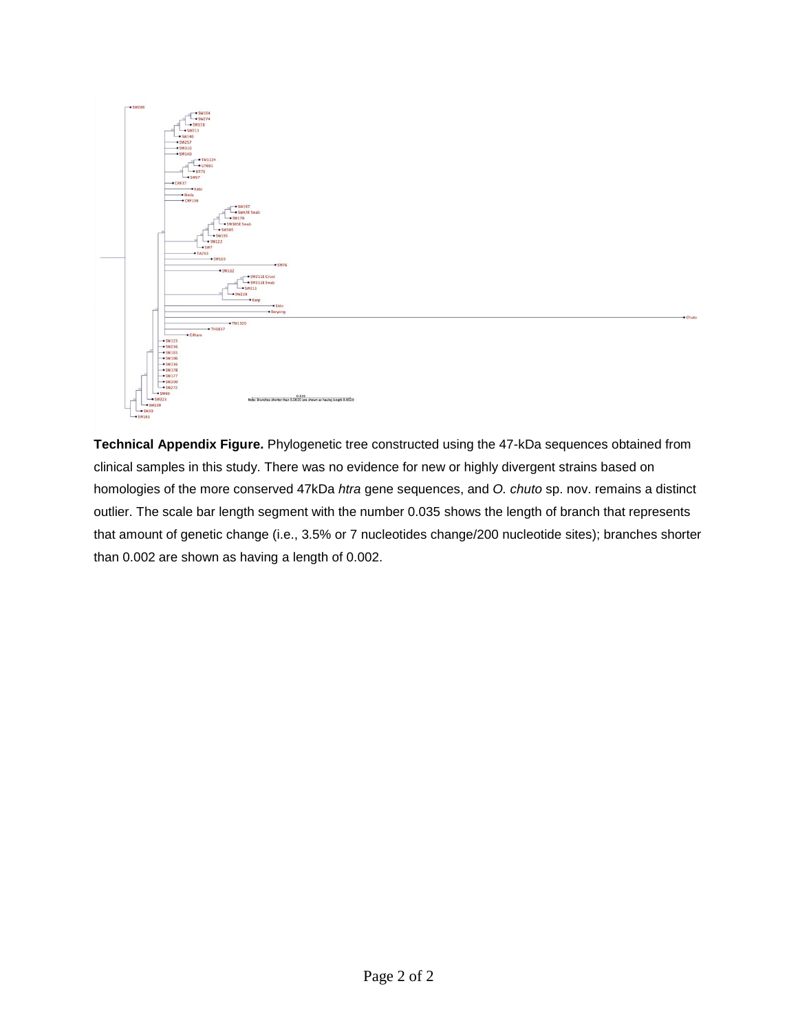SW208
SW104
SW274
SW158
SW213
SW140
SW257
SW310
SW149
TM1324
UT681
UT76
SW97
CRF27
Kato
Ikeda
CRF139
SW187
SW42E Swab
SW170
SW305E Swab
SW305
SW185
SW122
SW7
TA251
SW169
SW76
SW182
SW211E Crust
SW211E Swab
SW211
SW228
Karp
Sido
Boryong
Chuto
TM1320
TH1817
Gilliam
SW123
SW216
SW183
SW186
SW336
SW178
SW177
SW300
SW272
SW80
SW223
SW220
SW33
SW161

0.035
Note: Branches shorter than 0.0020 are shown as having length 0.0020

**Technical Appendix Figure.** Phylogenetic tree constructed using the 47-kDa sequences obtained from clinical samples in this study. There was no evidence for new or highly divergent strains based on homologies of the more conserved 47kDa *htra* gene sequences, and *O. chuto* sp. nov. remains a distinct outlier. The scale bar length segment with the number 0.035 shows the length of branch that represents that amount of genetic change (i.e., 3.5% or 7 nucleotides change/200 nucleotide sites); branches shorter than 0.002 are shown as having a length of 0.002.